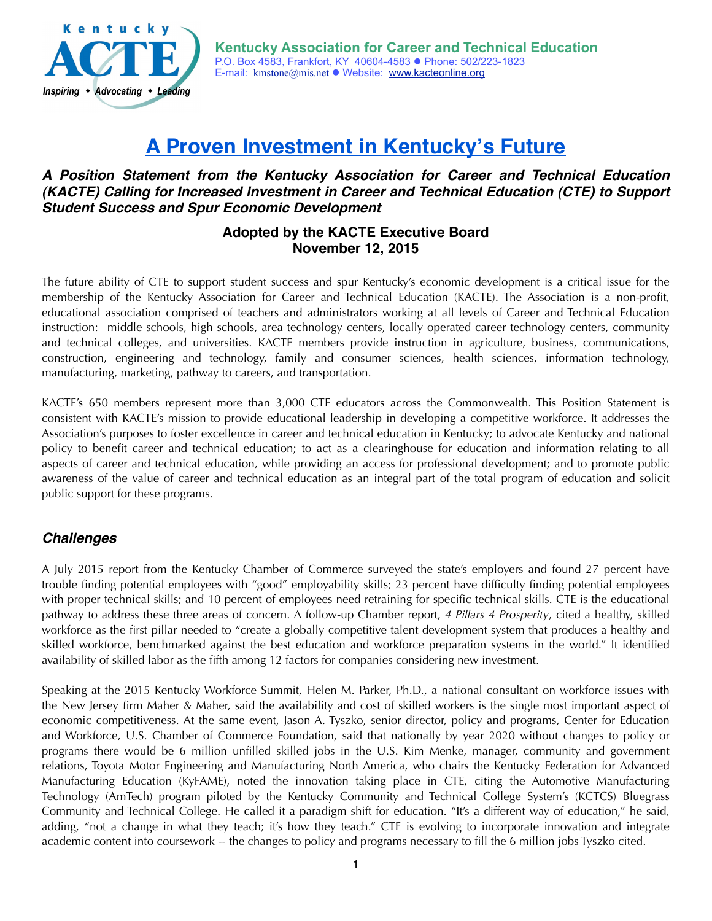Kentucky ACTE

*Inspiring • Advocating • Leading*

**Kentucky Association for Career and Technical Education**
P.O. Box 4583, Frankfort, KY 40604-4583 ● Phone: 502/223-1823
E-mail: kmstone@mis.net ● Website: www.kacteonline.org

# A Proven Investment in Kentucky's Future

***A Position Statement from the Kentucky Association for Career and Technical Education (KACTE) Calling for Increased Investment in Career and Technical Education (CTE) to Support Student Success and Spur Economic Development***

**Adopted by the KACTE Executive Board**
**November 12, 2015**

The future ability of CTE to support student success and spur Kentucky's economic development is a critical issue for the membership of the Kentucky Association for Career and Technical Education (KACTE). The Association is a non-profit, educational association comprised of teachers and administrators working at all levels of Career and Technical Education instruction: middle schools, high schools, area technology centers, locally operated career technology centers, community and technical colleges, and universities. KACTE members provide instruction in agriculture, business, communications, construction, engineering and technology, family and consumer sciences, health sciences, information technology, manufacturing, marketing, pathway to careers, and transportation.

KACTE's 650 members represent more than 3,000 CTE educators across the Commonwealth. This Position Statement is consistent with KACTE's mission to provide educational leadership in developing a competitive workforce. It addresses the Association's purposes to foster excellence in career and technical education in Kentucky; to advocate Kentucky and national policy to benefit career and technical education; to act as a clearinghouse for education and information relating to all aspects of career and technical education, while providing an access for professional development; and to promote public awareness of the value of career and technical education as an integral part of the total program of education and solicit public support for these programs.

## *Challenges*

A July 2015 report from the Kentucky Chamber of Commerce surveyed the state's employers and found 27 percent have trouble finding potential employees with "good" employability skills; 23 percent have difficulty finding potential employees with proper technical skills; and 10 percent of employees need retraining for specific technical skills. CTE is the educational pathway to address these three areas of concern. A follow-up Chamber report, *4 Pillars 4 Prosperity*, cited a healthy, skilled workforce as the first pillar needed to "create a globally competitive talent development system that produces a healthy and skilled workforce, benchmarked against the best education and workforce preparation systems in the world." It identified availability of skilled labor as the fifth among 12 factors for companies considering new investment.

Speaking at the 2015 Kentucky Workforce Summit, Helen M. Parker, Ph.D., a national consultant on workforce issues with the New Jersey firm Maher & Maher, said the availability and cost of skilled workers is the single most important aspect of economic competitiveness. At the same event, Jason A. Tyszko, senior director, policy and programs, Center for Education and Workforce, U.S. Chamber of Commerce Foundation, said that nationally by year 2020 without changes to policy or programs there would be 6 million unfilled skilled jobs in the U.S. Kim Menke, manager, community and government relations, Toyota Motor Engineering and Manufacturing North America, who chairs the Kentucky Federation for Advanced Manufacturing Education (KyFAME), noted the innovation taking place in CTE, citing the Automotive Manufacturing Technology (AmTech) program piloted by the Kentucky Community and Technical College System's (KCTCS) Bluegrass Community and Technical College. He called it a paradigm shift for education. "It's a different way of education," he said, adding, "not a change in what they teach; it's how they teach." CTE is evolving to incorporate innovation and integrate academic content into coursework -- the changes to policy and programs necessary to fill the 6 million jobs Tyszko cited.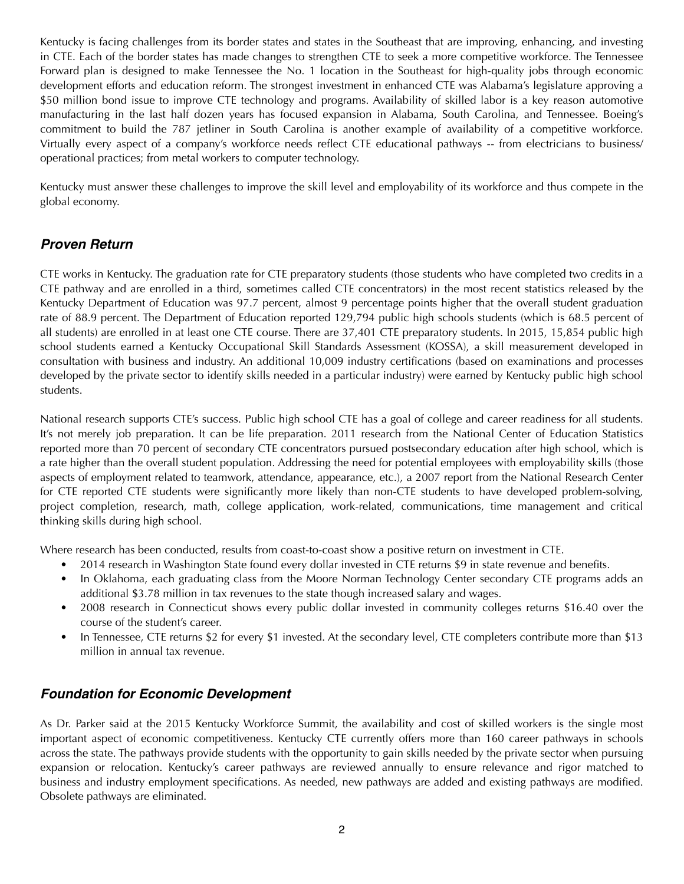Kentucky is facing challenges from its border states and states in the Southeast that are improving, enhancing, and investing in CTE. Each of the border states has made changes to strengthen CTE to seek a more competitive workforce. The Tennessee Forward plan is designed to make Tennessee the No. 1 location in the Southeast for high-quality jobs through economic development efforts and education reform. The strongest investment in enhanced CTE was Alabama's legislature approving a $50 million bond issue to improve CTE technology and programs. Availability of skilled labor is a key reason automotive manufacturing in the last half dozen years has focused expansion in Alabama, South Carolina, and Tennessee. Boeing's commitment to build the 787 jetliner in South Carolina is another example of availability of a competitive workforce. Virtually every aspect of a company's workforce needs reflect CTE educational pathways -- from electricians to business/ operational practices; from metal workers to computer technology.

Kentucky must answer these challenges to improve the skill level and employability of its workforce and thus compete in the global economy.

## *Proven Return*

CTE works in Kentucky. The graduation rate for CTE preparatory students (those students who have completed two credits in a CTE pathway and are enrolled in a third, sometimes called CTE concentrators) in the most recent statistics released by the Kentucky Department of Education was 97.7 percent, almost 9 percentage points higher that the overall student graduation rate of 88.9 percent. The Department of Education reported 129,794 public high schools students (which is 68.5 percent of all students) are enrolled in at least one CTE course. There are 37,401 CTE preparatory students. In 2015, 15,854 public high school students earned a Kentucky Occupational Skill Standards Assessment (KOSSA), a skill measurement developed in consultation with business and industry. An additional 10,009 industry certifications (based on examinations and processes developed by the private sector to identify skills needed in a particular industry) were earned by Kentucky public high school students.

National research supports CTE's success. Public high school CTE has a goal of college and career readiness for all students. It's not merely job preparation. It can be life preparation. 2011 research from the National Center of Education Statistics reported more than 70 percent of secondary CTE concentrators pursued postsecondary education after high school, which is a rate higher than the overall student population. Addressing the need for potential employees with employability skills (those aspects of employment related to teamwork, attendance, appearance, etc.), a 2007 report from the National Research Center for CTE reported CTE students were significantly more likely than non-CTE students to have developed problem-solving, project completion, research, math, college application, work-related, communications, time management and critical thinking skills during high school.

Where research has been conducted, results from coast-to-coast show a positive return on investment in CTE.

- 2014 research in Washington State found every dollar invested in CTE returns $9 in state revenue and benefits.
- In Oklahoma, each graduating class from the Moore Norman Technology Center secondary CTE programs adds an additional $3.78 million in tax revenues to the state though increased salary and wages.
- 2008 research in Connecticut shows every public dollar invested in community colleges returns $16.40 over the course of the student's career.
- In Tennessee, CTE returns $2 for every $1 invested. At the secondary level, CTE completers contribute more than $13 million in annual tax revenue.

## *Foundation for Economic Development*

As Dr. Parker said at the 2015 Kentucky Workforce Summit, the availability and cost of skilled workers is the single most important aspect of economic competitiveness. Kentucky CTE currently offers more than 160 career pathways in schools across the state. The pathways provide students with the opportunity to gain skills needed by the private sector when pursuing expansion or relocation. Kentucky's career pathways are reviewed annually to ensure relevance and rigor matched to business and industry employment specifications. As needed, new pathways are added and existing pathways are modified. Obsolete pathways are eliminated.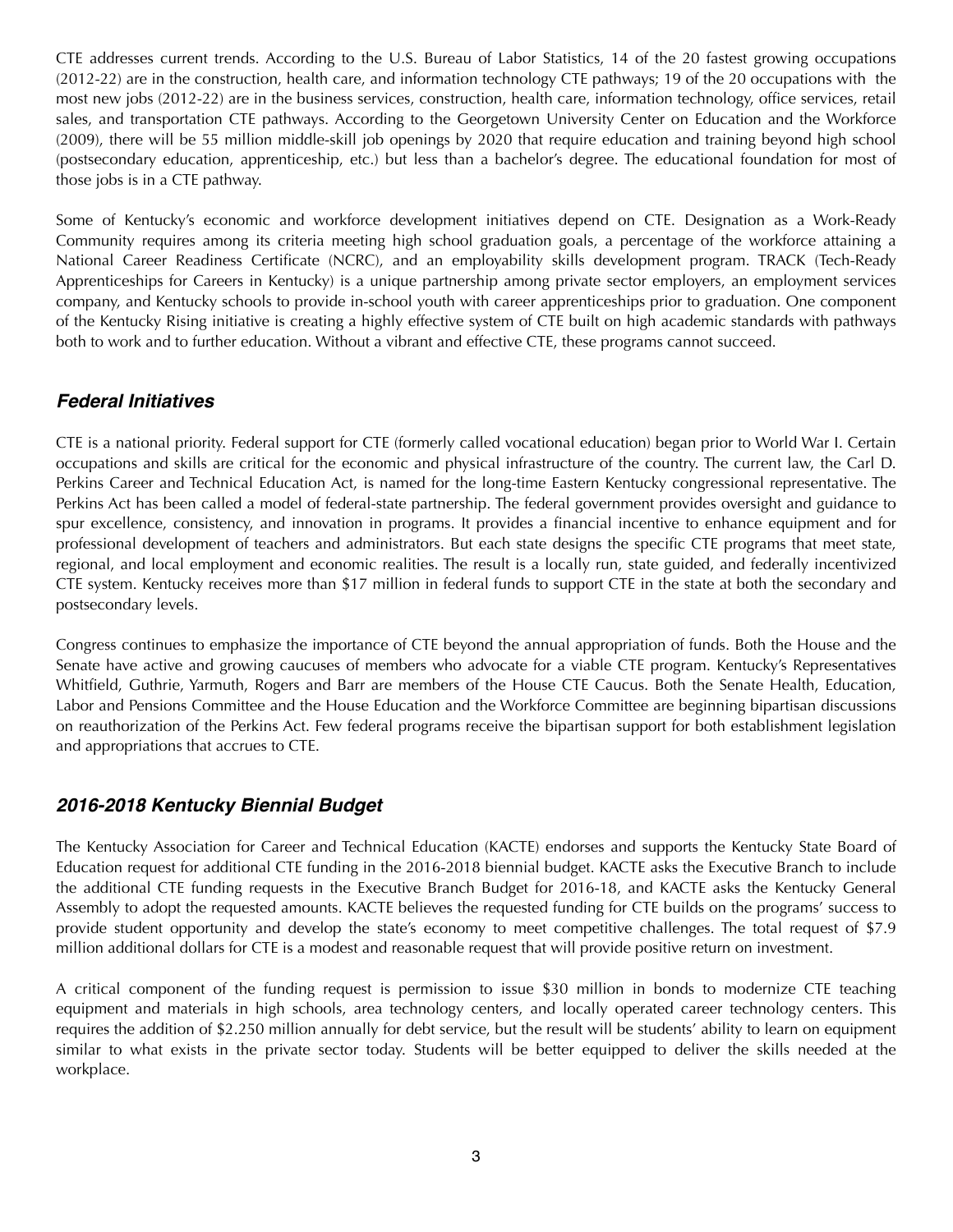CTE addresses current trends. According to the U.S. Bureau of Labor Statistics, 14 of the 20 fastest growing occupations (2012-22) are in the construction, health care, and information technology CTE pathways; 19 of the 20 occupations with the most new jobs (2012-22) are in the business services, construction, health care, information technology, office services, retail sales, and transportation CTE pathways. According to the Georgetown University Center on Education and the Workforce (2009), there will be 55 million middle-skill job openings by 2020 that require education and training beyond high school (postsecondary education, apprenticeship, etc.) but less than a bachelor's degree. The educational foundation for most of those jobs is in a CTE pathway.

Some of Kentucky's economic and workforce development initiatives depend on CTE. Designation as a Work-Ready Community requires among its criteria meeting high school graduation goals, a percentage of the workforce attaining a National Career Readiness Certificate (NCRC), and an employability skills development program. TRACK (Tech-Ready Apprenticeships for Careers in Kentucky) is a unique partnership among private sector employers, an employment services company, and Kentucky schools to provide in-school youth with career apprenticeships prior to graduation. One component of the Kentucky Rising initiative is creating a highly effective system of CTE built on high academic standards with pathways both to work and to further education. Without a vibrant and effective CTE, these programs cannot succeed.

## *Federal Initiatives*

CTE is a national priority. Federal support for CTE (formerly called vocational education) began prior to World War I. Certain occupations and skills are critical for the economic and physical infrastructure of the country. The current law, the Carl D. Perkins Career and Technical Education Act, is named for the long-time Eastern Kentucky congressional representative. The Perkins Act has been called a model of federal-state partnership. The federal government provides oversight and guidance to spur excellence, consistency, and innovation in programs. It provides a financial incentive to enhance equipment and for professional development of teachers and administrators. But each state designs the specific CTE programs that meet state, regional, and local employment and economic realities. The result is a locally run, state guided, and federally incentivized CTE system. Kentucky receives more than $17 million in federal funds to support CTE in the state at both the secondary and postsecondary levels.

Congress continues to emphasize the importance of CTE beyond the annual appropriation of funds. Both the House and the Senate have active and growing caucuses of members who advocate for a viable CTE program. Kentucky's Representatives Whitfield, Guthrie, Yarmuth, Rogers and Barr are members of the House CTE Caucus. Both the Senate Health, Education, Labor and Pensions Committee and the House Education and the Workforce Committee are beginning bipartisan discussions on reauthorization of the Perkins Act. Few federal programs receive the bipartisan support for both establishment legislation and appropriations that accrues to CTE.

## *2016-2018 Kentucky Biennial Budget*

The Kentucky Association for Career and Technical Education (KACTE) endorses and supports the Kentucky State Board of Education request for additional CTE funding in the 2016-2018 biennial budget. KACTE asks the Executive Branch to include the additional CTE funding requests in the Executive Branch Budget for 2016-18, and KACTE asks the Kentucky General Assembly to adopt the requested amounts. KACTE believes the requested funding for CTE builds on the programs' success to provide student opportunity and develop the state's economy to meet competitive challenges. The total request of $7.9 million additional dollars for CTE is a modest and reasonable request that will provide positive return on investment.

A critical component of the funding request is permission to issue $30 million in bonds to modernize CTE teaching equipment and materials in high schools, area technology centers, and locally operated career technology centers. This requires the addition of $2.250 million annually for debt service, but the result will be students' ability to learn on equipment similar to what exists in the private sector today. Students will be better equipped to deliver the skills needed at the workplace.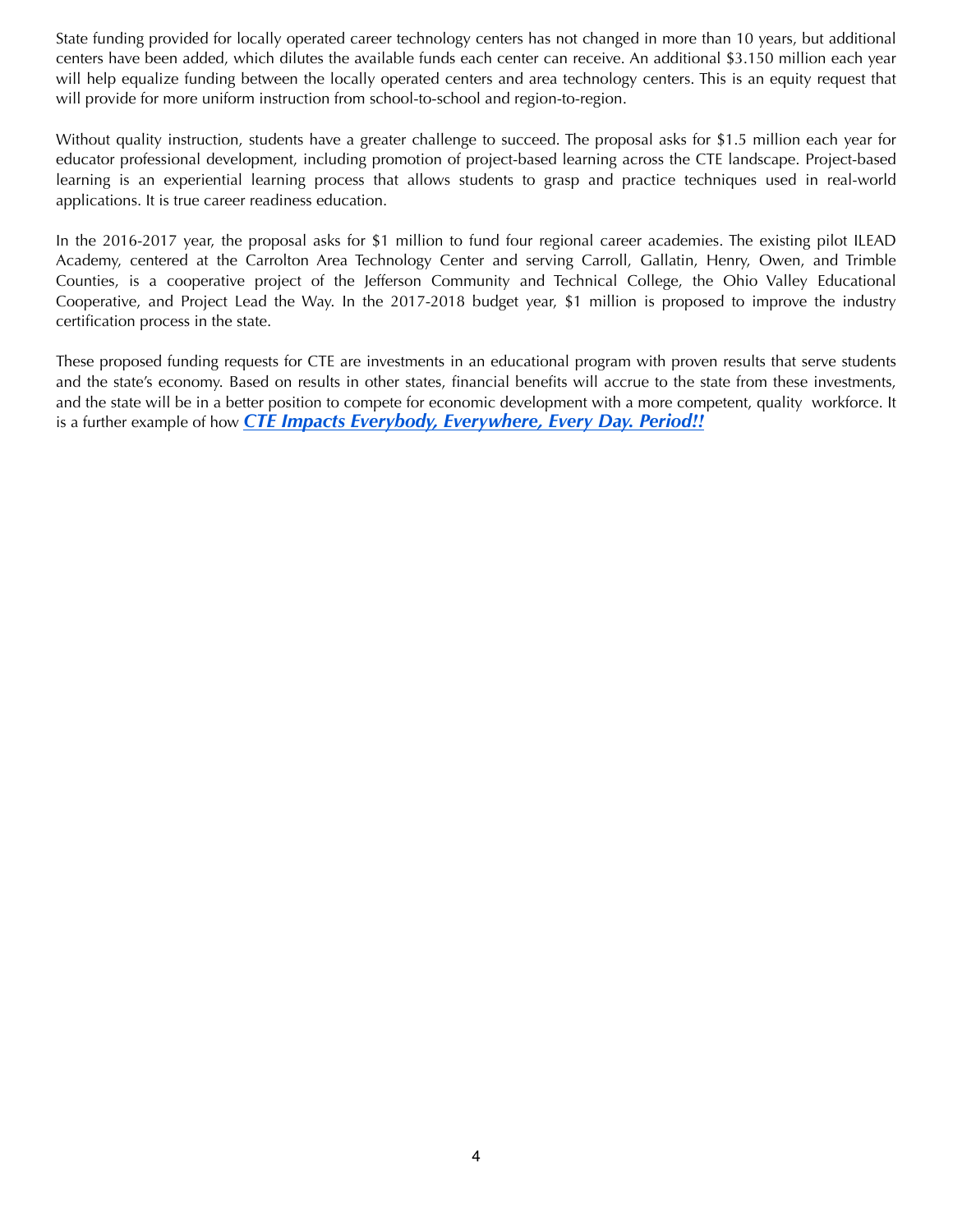State funding provided for locally operated career technology centers has not changed in more than 10 years, but additional centers have been added, which dilutes the available funds each center can receive. An additional $3.150 million each year will help equalize funding between the locally operated centers and area technology centers. This is an equity request that will provide for more uniform instruction from school-to-school and region-to-region.

Without quality instruction, students have a greater challenge to succeed. The proposal asks for $1.5 million each year for educator professional development, including promotion of project-based learning across the CTE landscape. Project-based learning is an experiential learning process that allows students to grasp and practice techniques used in real-world applications. It is true career readiness education.

In the 2016-2017 year, the proposal asks for $1 million to fund four regional career academies. The existing pilot ILEAD Academy, centered at the Carrolton Area Technology Center and serving Carroll, Gallatin, Henry, Owen, and Trimble Counties, is a cooperative project of the Jefferson Community and Technical College, the Ohio Valley Educational Cooperative, and Project Lead the Way. In the 2017-2018 budget year, $1 million is proposed to improve the industry certification process in the state.

These proposed funding requests for CTE are investments in an educational program with proven results that serve students and the state's economy. Based on results in other states, financial benefits will accrue to the state from these investments, and the state will be in a better position to compete for economic development with a more competent, quality workforce. It is a further example of how ***CTE Impacts Everybody, Everywhere, Every Day. Period!!***